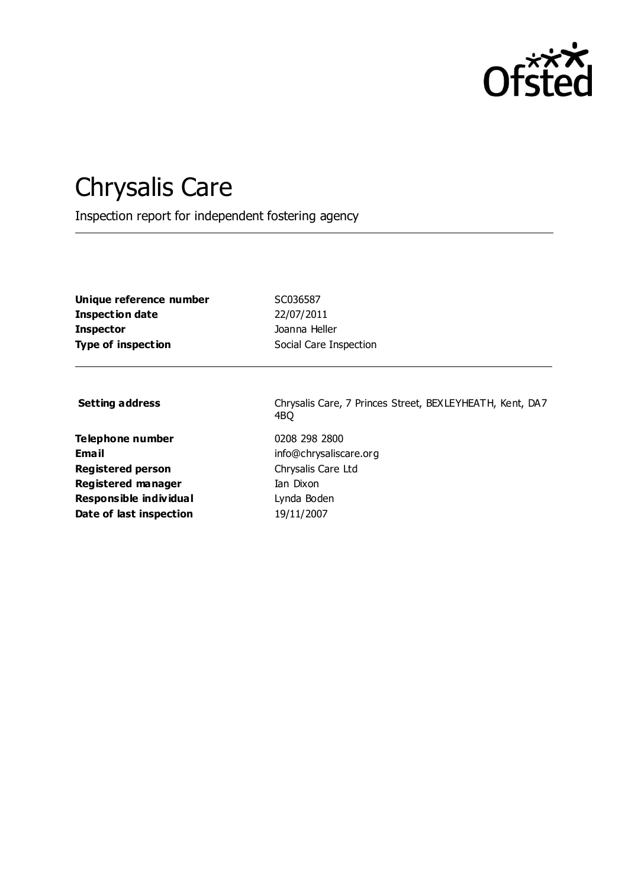# Chrysalis Care

Inspection report for independent fostering agency

| | |
|---|---|
| **Unique reference number** | SC036587 |
| **Inspection date** | 22/07/2011 |
| **Inspector** | Joanna Heller |
| **Type of inspection** | Social Care Inspection |

| | |
|---|---|
| **Setting address** | Chrysalis Care, 7 Princes Street, BEXLEYHEATH, Kent, DA7 4BQ |
| **Telephone number** | 0208 298 2800 |
| **Email** | info@chrysaliscare.org |
| **Registered person** | Chrysalis Care Ltd |
| **Registered manager** | Ian Dixon |
| **Responsible individual** | Lynda Boden |
| **Date of last inspection** | 19/11/2007 |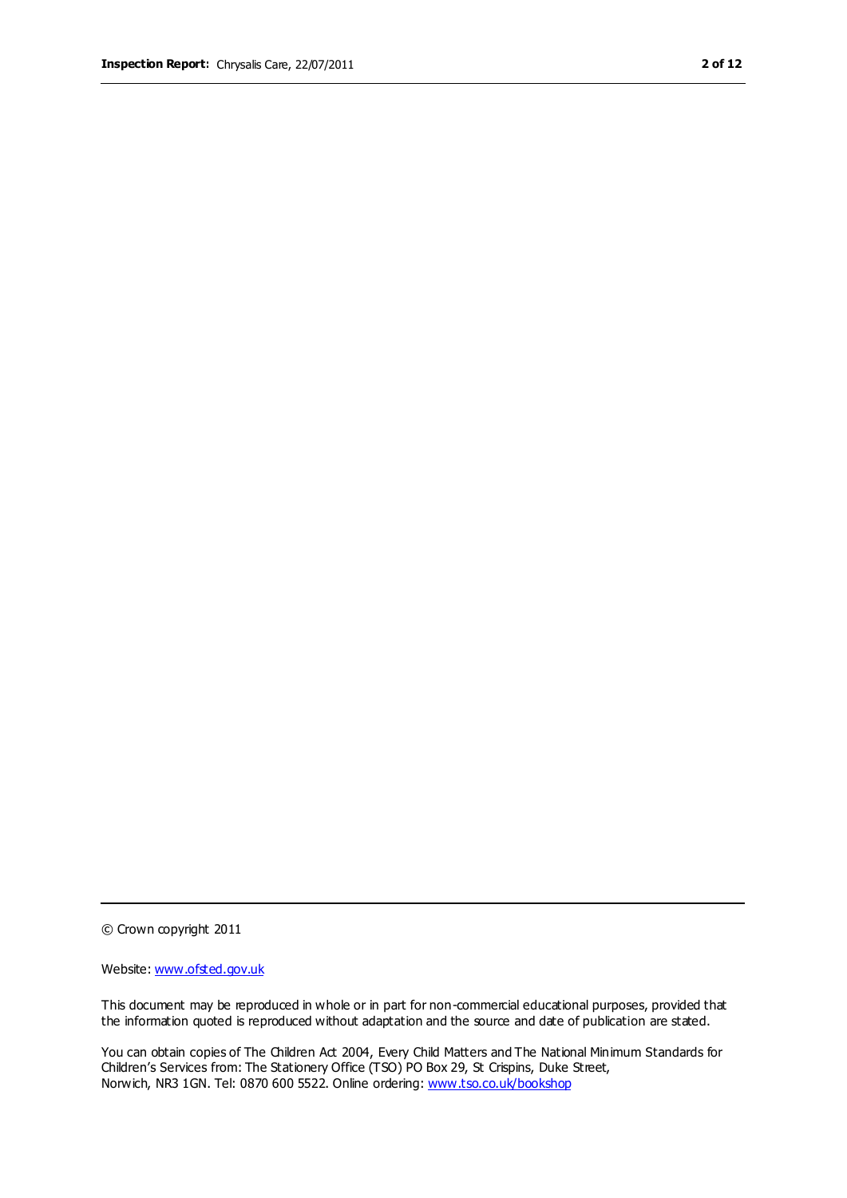© Crown copyright 2011

Website: [www.ofsted.gov.uk](http://www.ofsted.gov.uk)

This document may be reproduced in whole or in part for non-commercial educational purposes, provided that the information quoted is reproduced without adaptation and the source and date of publication are stated.

You can obtain copies of The Children Act 2004, Every Child Matters and The National Minimum Standards for Children's Services from: The Stationery Office (TSO) PO Box 29, St Crispins, Duke Street, Norwich, NR3 1GN. Tel: 0870 600 5522. Online ordering: [www.tso.co.uk/bookshop](http://www.tso.co.uk/bookshop)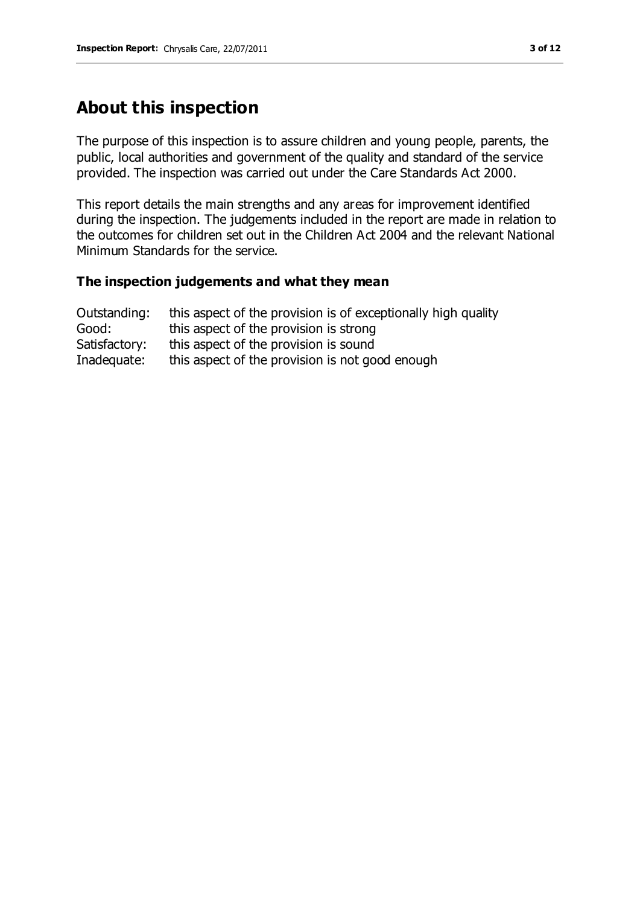## About this inspection

The purpose of this inspection is to assure children and young people, parents, the public, local authorities and government of the quality and standard of the service provided. The inspection was carried out under the Care Standards Act 2000.

This report details the main strengths and any areas for improvement identified during the inspection. The judgements included in the report are made in relation to the outcomes for children set out in the Children Act 2004 and the relevant National Minimum Standards for the service.

### The inspection judgements and what they mean

| | |
|---|---|
| Outstanding: | this aspect of the provision is of exceptionally high quality |
| Good: | this aspect of the provision is strong |
| Satisfactory: | this aspect of the provision is sound |
| Inadequate: | this aspect of the provision is not good enough |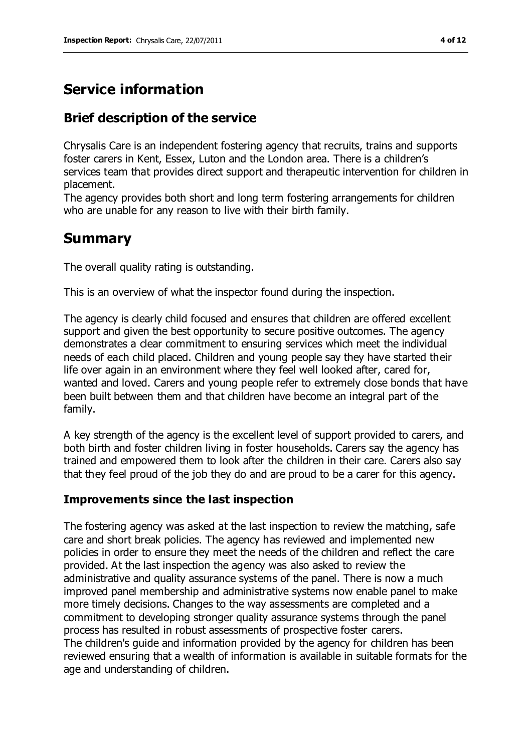# Service information

## Brief description of the service

Chrysalis Care is an independent fostering agency that recruits, trains and supports foster carers in Kent, Essex, Luton and the London area. There is a children's services team that provides direct support and therapeutic intervention for children in placement.
The agency provides both short and long term fostering arrangements for children who are unable for any reason to live with their birth family.

# Summary

The overall quality rating is outstanding.

This is an overview of what the inspector found during the inspection.

The agency is clearly child focused and ensures that children are offered excellent support and given the best opportunity to secure positive outcomes. The agency demonstrates a clear commitment to ensuring services which meet the individual needs of each child placed. Children and young people say they have started their life over again in an environment where they feel well looked after, cared for, wanted and loved. Carers and young people refer to extremely close bonds that have been built between them and that children have become an integral part of the family.

A key strength of the agency is the excellent level of support provided to carers, and both birth and foster children living in foster households. Carers say the agency has trained and empowered them to look after the children in their care. Carers also say that they feel proud of the job they do and are proud to be a carer for this agency.

### Improvements since the last inspection

The fostering agency was asked at the last inspection to review the matching, safe care and short break policies. The agency has reviewed and implemented new policies in order to ensure they meet the needs of the children and reflect the care provided. At the last inspection the agency was also asked to review the administrative and quality assurance systems of the panel. There is now a much improved panel membership and administrative systems now enable panel to make more timely decisions. Changes to the way assessments are completed and a commitment to developing stronger quality assurance systems through the panel process has resulted in robust assessments of prospective foster carers.
The children's guide and information provided by the agency for children has been reviewed ensuring that a wealth of information is available in suitable formats for the age and understanding of children.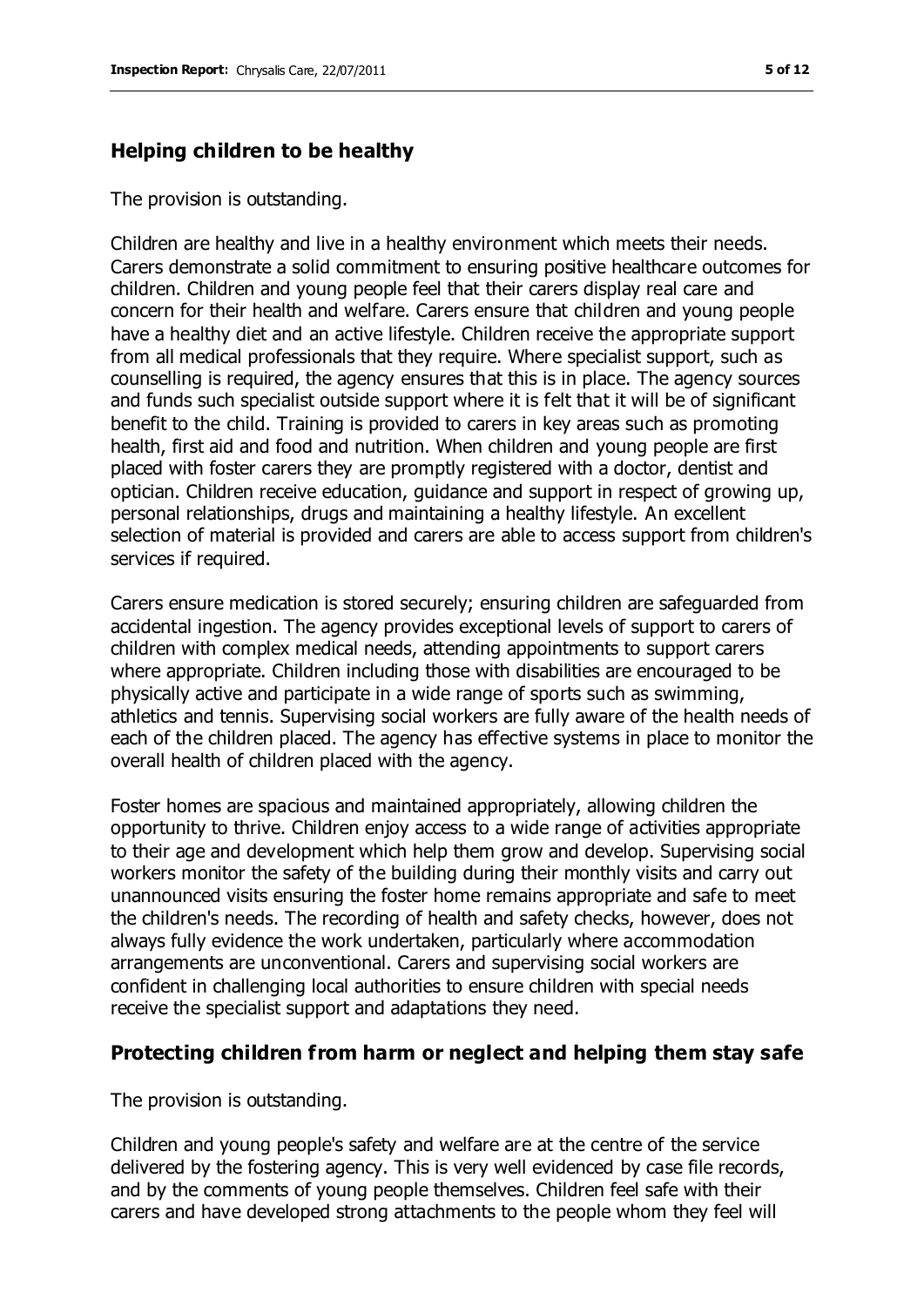## Helping children to be healthy

The provision is outstanding.

Children are healthy and live in a healthy environment which meets their needs. Carers demonstrate a solid commitment to ensuring positive healthcare outcomes for children. Children and young people feel that their carers display real care and concern for their health and welfare. Carers ensure that children and young people have a healthy diet and an active lifestyle. Children receive the appropriate support from all medical professionals that they require. Where specialist support, such as counselling is required, the agency ensures that this is in place. The agency sources and funds such specialist outside support where it is felt that it will be of significant benefit to the child. Training is provided to carers in key areas such as promoting health, first aid and food and nutrition. When children and young people are first placed with foster carers they are promptly registered with a doctor, dentist and optician. Children receive education, guidance and support in respect of growing up, personal relationships, drugs and maintaining a healthy lifestyle. An excellent selection of material is provided and carers are able to access support from children's services if required.

Carers ensure medication is stored securely; ensuring children are safeguarded from accidental ingestion. The agency provides exceptional levels of support to carers of children with complex medical needs, attending appointments to support carers where appropriate. Children including those with disabilities are encouraged to be physically active and participate in a wide range of sports such as swimming, athletics and tennis. Supervising social workers are fully aware of the health needs of each of the children placed. The agency has effective systems in place to monitor the overall health of children placed with the agency.

Foster homes are spacious and maintained appropriately, allowing children the opportunity to thrive. Children enjoy access to a wide range of activities appropriate to their age and development which help them grow and develop. Supervising social workers monitor the safety of the building during their monthly visits and carry out unannounced visits ensuring the foster home remains appropriate and safe to meet the children's needs. The recording of health and safety checks, however, does not always fully evidence the work undertaken, particularly where accommodation arrangements are unconventional. Carers and supervising social workers are confident in challenging local authorities to ensure children with special needs receive the specialist support and adaptations they need.

## Protecting children from harm or neglect and helping them stay safe

The provision is outstanding.

Children and young people's safety and welfare are at the centre of the service delivered by the fostering agency. This is very well evidenced by case file records, and by the comments of young people themselves. Children feel safe with their carers and have developed strong attachments to the people whom they feel will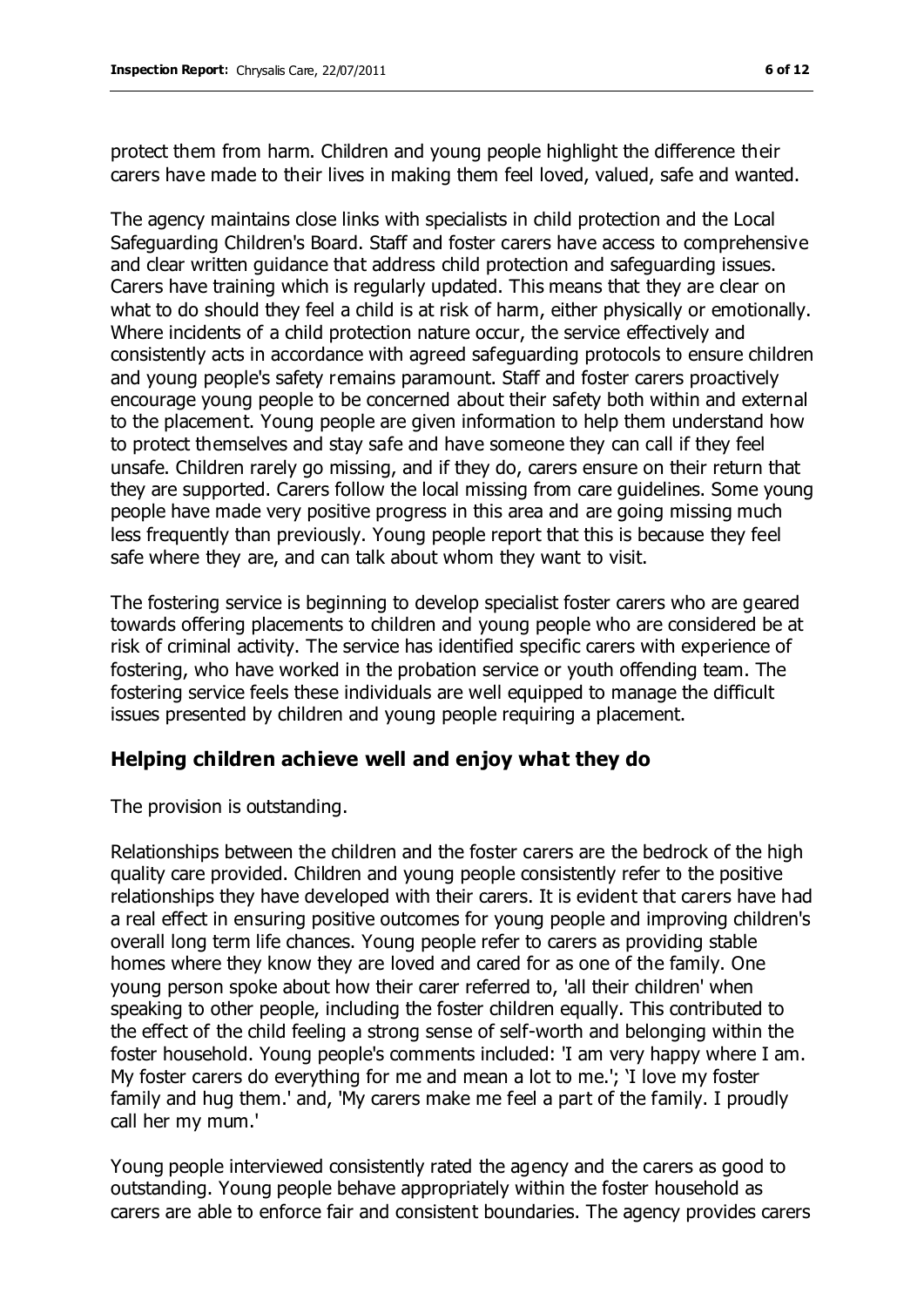protect them from harm. Children and young people highlight the difference their carers have made to their lives in making them feel loved, valued, safe and wanted.

The agency maintains close links with specialists in child protection and the Local Safeguarding Children's Board. Staff and foster carers have access to comprehensive and clear written guidance that address child protection and safeguarding issues. Carers have training which is regularly updated. This means that they are clear on what to do should they feel a child is at risk of harm, either physically or emotionally. Where incidents of a child protection nature occur, the service effectively and consistently acts in accordance with agreed safeguarding protocols to ensure children and young people's safety remains paramount. Staff and foster carers proactively encourage young people to be concerned about their safety both within and external to the placement. Young people are given information to help them understand how to protect themselves and stay safe and have someone they can call if they feel unsafe. Children rarely go missing, and if they do, carers ensure on their return that they are supported. Carers follow the local missing from care guidelines. Some young people have made very positive progress in this area and are going missing much less frequently than previously. Young people report that this is because they feel safe where they are, and can talk about whom they want to visit.

The fostering service is beginning to develop specialist foster carers who are geared towards offering placements to children and young people who are considered be at risk of criminal activity. The service has identified specific carers with experience of fostering, who have worked in the probation service or youth offending team. The fostering service feels these individuals are well equipped to manage the difficult issues presented by children and young people requiring a placement.

## Helping children achieve well and enjoy what they do

The provision is outstanding.

Relationships between the children and the foster carers are the bedrock of the high quality care provided. Children and young people consistently refer to the positive relationships they have developed with their carers. It is evident that carers have had a real effect in ensuring positive outcomes for young people and improving children's overall long term life chances. Young people refer to carers as providing stable homes where they know they are loved and cared for as one of the family. One young person spoke about how their carer referred to, 'all their children' when speaking to other people, including the foster children equally. This contributed to the effect of the child feeling a strong sense of self-worth and belonging within the foster household. Young people's comments included: 'I am very happy where I am. My foster carers do everything for me and mean a lot to me.'; 'I love my foster family and hug them.' and, 'My carers make me feel a part of the family. I proudly call her my mum.'

Young people interviewed consistently rated the agency and the carers as good to outstanding. Young people behave appropriately within the foster household as carers are able to enforce fair and consistent boundaries. The agency provides carers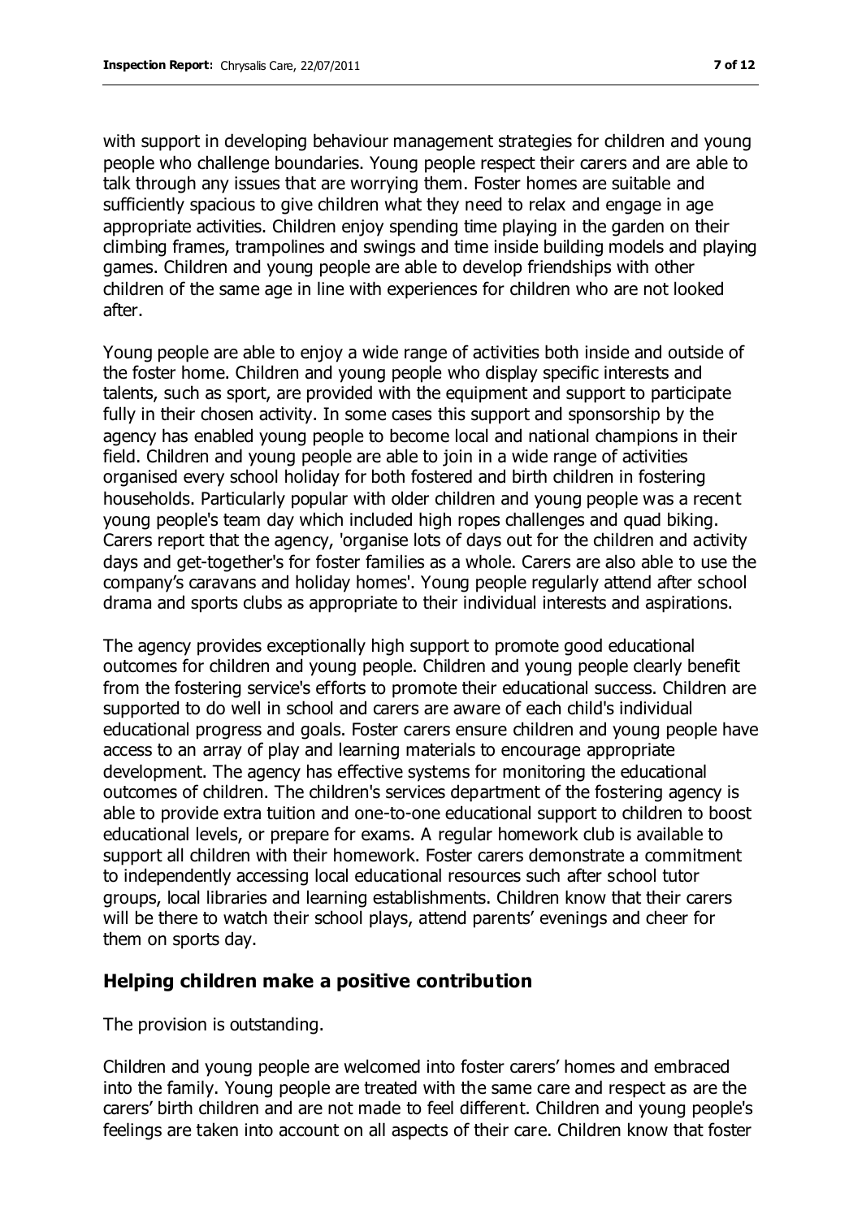with support in developing behaviour management strategies for children and young people who challenge boundaries. Young people respect their carers and are able to talk through any issues that are worrying them. Foster homes are suitable and sufficiently spacious to give children what they need to relax and engage in age appropriate activities. Children enjoy spending time playing in the garden on their climbing frames, trampolines and swings and time inside building models and playing games. Children and young people are able to develop friendships with other children of the same age in line with experiences for children who are not looked after.

Young people are able to enjoy a wide range of activities both inside and outside of the foster home. Children and young people who display specific interests and talents, such as sport, are provided with the equipment and support to participate fully in their chosen activity. In some cases this support and sponsorship by the agency has enabled young people to become local and national champions in their field. Children and young people are able to join in a wide range of activities organised every school holiday for both fostered and birth children in fostering households. Particularly popular with older children and young people was a recent young people's team day which included high ropes challenges and quad biking. Carers report that the agency, 'organise lots of days out for the children and activity days and get-together's for foster families as a whole. Carers are also able to use the company's caravans and holiday homes'. Young people regularly attend after school drama and sports clubs as appropriate to their individual interests and aspirations.

The agency provides exceptionally high support to promote good educational outcomes for children and young people. Children and young people clearly benefit from the fostering service's efforts to promote their educational success. Children are supported to do well in school and carers are aware of each child's individual educational progress and goals. Foster carers ensure children and young people have access to an array of play and learning materials to encourage appropriate development. The agency has effective systems for monitoring the educational outcomes of children. The children's services department of the fostering agency is able to provide extra tuition and one-to-one educational support to children to boost educational levels, or prepare for exams. A regular homework club is available to support all children with their homework. Foster carers demonstrate a commitment to independently accessing local educational resources such after school tutor groups, local libraries and learning establishments. Children know that their carers will be there to watch their school plays, attend parents' evenings and cheer for them on sports day.

## Helping children make a positive contribution

The provision is outstanding.

Children and young people are welcomed into foster carers' homes and embraced into the family. Young people are treated with the same care and respect as are the carers' birth children and are not made to feel different. Children and young people's feelings are taken into account on all aspects of their care. Children know that foster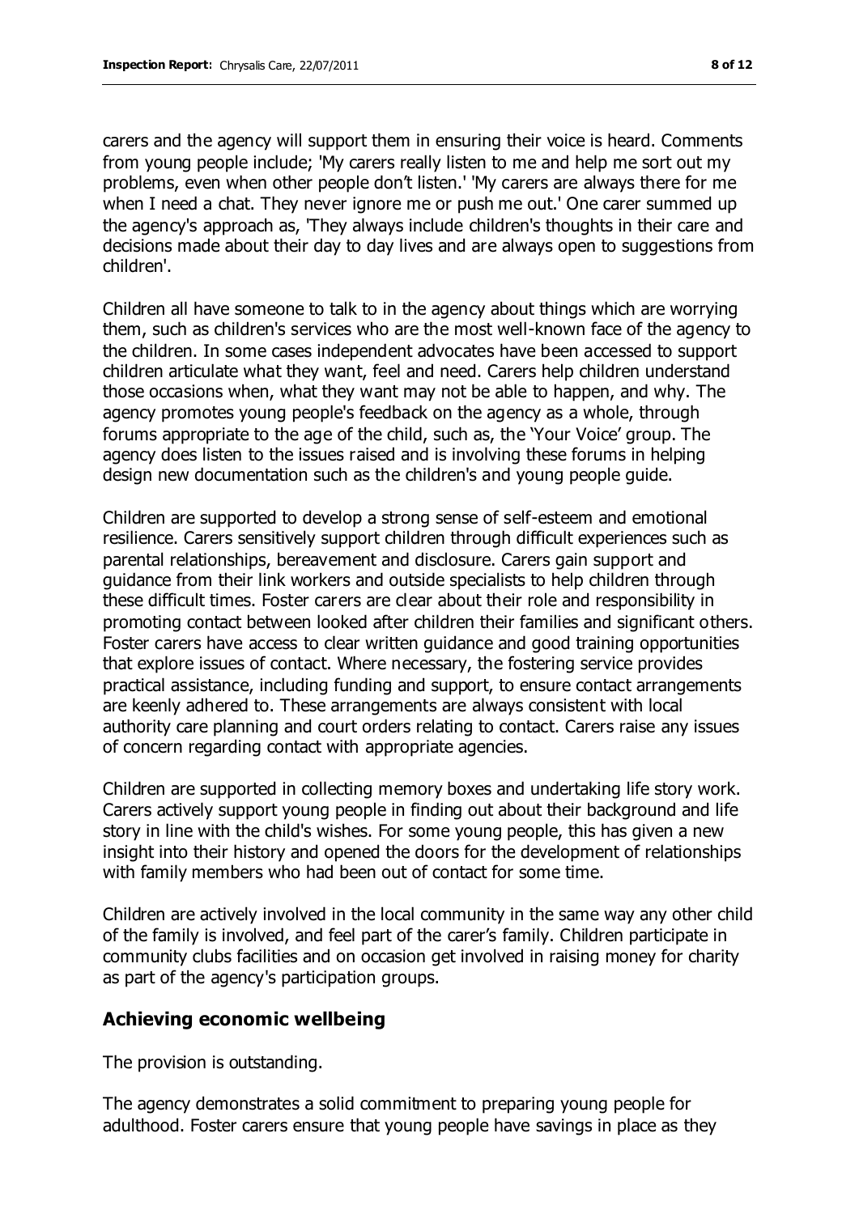carers and the agency will support them in ensuring their voice is heard. Comments from young people include; 'My carers really listen to me and help me sort out my problems, even when other people don't listen.' 'My carers are always there for me when I need a chat. They never ignore me or push me out.' One carer summed up the agency's approach as, 'They always include children's thoughts in their care and decisions made about their day to day lives and are always open to suggestions from children'.

Children all have someone to talk to in the agency about things which are worrying them, such as children's services who are the most well-known face of the agency to the children. In some cases independent advocates have been accessed to support children articulate what they want, feel and need. Carers help children understand those occasions when, what they want may not be able to happen, and why. The agency promotes young people's feedback on the agency as a whole, through forums appropriate to the age of the child, such as, the 'Your Voice' group. The agency does listen to the issues raised and is involving these forums in helping design new documentation such as the children's and young people guide.

Children are supported to develop a strong sense of self-esteem and emotional resilience. Carers sensitively support children through difficult experiences such as parental relationships, bereavement and disclosure. Carers gain support and guidance from their link workers and outside specialists to help children through these difficult times. Foster carers are clear about their role and responsibility in promoting contact between looked after children their families and significant others. Foster carers have access to clear written guidance and good training opportunities that explore issues of contact. Where necessary, the fostering service provides practical assistance, including funding and support, to ensure contact arrangements are keenly adhered to. These arrangements are always consistent with local authority care planning and court orders relating to contact. Carers raise any issues of concern regarding contact with appropriate agencies.

Children are supported in collecting memory boxes and undertaking life story work. Carers actively support young people in finding out about their background and life story in line with the child's wishes. For some young people, this has given a new insight into their history and opened the doors for the development of relationships with family members who had been out of contact for some time.

Children are actively involved in the local community in the same way any other child of the family is involved, and feel part of the carer's family. Children participate in community clubs facilities and on occasion get involved in raising money for charity as part of the agency's participation groups.

## Achieving economic wellbeing

The provision is outstanding.

The agency demonstrates a solid commitment to preparing young people for adulthood. Foster carers ensure that young people have savings in place as they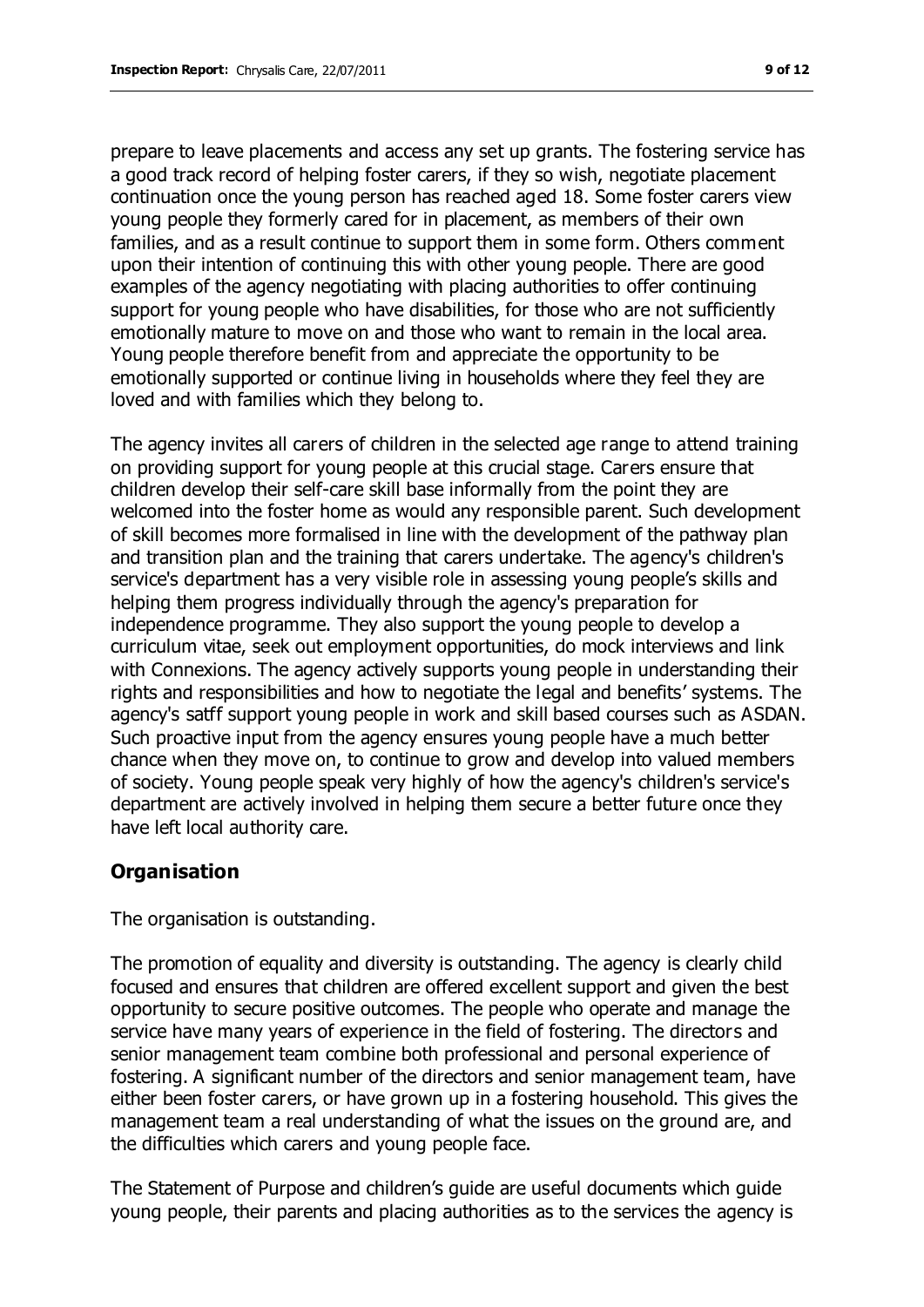prepare to leave placements and access any set up grants. The fostering service has a good track record of helping foster carers, if they so wish, negotiate placement continuation once the young person has reached aged 18. Some foster carers view young people they formerly cared for in placement, as members of their own families, and as a result continue to support them in some form. Others comment upon their intention of continuing this with other young people. There are good examples of the agency negotiating with placing authorities to offer continuing support for young people who have disabilities, for those who are not sufficiently emotionally mature to move on and those who want to remain in the local area. Young people therefore benefit from and appreciate the opportunity to be emotionally supported or continue living in households where they feel they are loved and with families which they belong to.

The agency invites all carers of children in the selected age range to attend training on providing support for young people at this crucial stage. Carers ensure that children develop their self-care skill base informally from the point they are welcomed into the foster home as would any responsible parent. Such development of skill becomes more formalised in line with the development of the pathway plan and transition plan and the training that carers undertake. The agency's children's service's department has a very visible role in assessing young people's skills and helping them progress individually through the agency's preparation for independence programme. They also support the young people to develop a curriculum vitae, seek out employment opportunities, do mock interviews and link with Connexions. The agency actively supports young people in understanding their rights and responsibilities and how to negotiate the legal and benefits' systems. The agency's satff support young people in work and skill based courses such as ASDAN. Such proactive input from the agency ensures young people have a much better chance when they move on, to continue to grow and develop into valued members of society. Young people speak very highly of how the agency's children's service's department are actively involved in helping them secure a better future once they have left local authority care.

## Organisation

The organisation is outstanding.

The promotion of equality and diversity is outstanding. The agency is clearly child focused and ensures that children are offered excellent support and given the best opportunity to secure positive outcomes. The people who operate and manage the service have many years of experience in the field of fostering. The directors and senior management team combine both professional and personal experience of fostering. A significant number of the directors and senior management team, have either been foster carers, or have grown up in a fostering household. This gives the management team a real understanding of what the issues on the ground are, and the difficulties which carers and young people face.

The Statement of Purpose and children's guide are useful documents which guide young people, their parents and placing authorities as to the services the agency is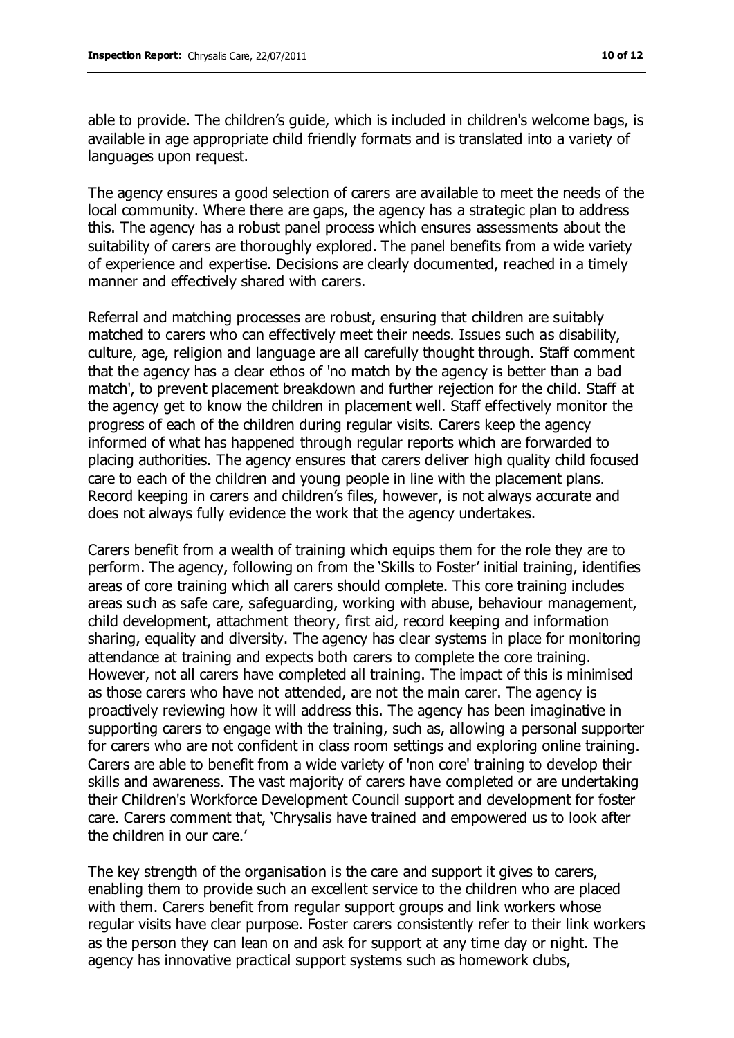able to provide. The children's guide, which is included in children's welcome bags, is available in age appropriate child friendly formats and is translated into a variety of languages upon request.

The agency ensures a good selection of carers are available to meet the needs of the local community. Where there are gaps, the agency has a strategic plan to address this. The agency has a robust panel process which ensures assessments about the suitability of carers are thoroughly explored. The panel benefits from a wide variety of experience and expertise. Decisions are clearly documented, reached in a timely manner and effectively shared with carers.

Referral and matching processes are robust, ensuring that children are suitably matched to carers who can effectively meet their needs. Issues such as disability, culture, age, religion and language are all carefully thought through. Staff comment that the agency has a clear ethos of 'no match by the agency is better than a bad match', to prevent placement breakdown and further rejection for the child. Staff at the agency get to know the children in placement well. Staff effectively monitor the progress of each of the children during regular visits. Carers keep the agency informed of what has happened through regular reports which are forwarded to placing authorities. The agency ensures that carers deliver high quality child focused care to each of the children and young people in line with the placement plans. Record keeping in carers and children's files, however, is not always accurate and does not always fully evidence the work that the agency undertakes.

Carers benefit from a wealth of training which equips them for the role they are to perform. The agency, following on from the 'Skills to Foster' initial training, identifies areas of core training which all carers should complete. This core training includes areas such as safe care, safeguarding, working with abuse, behaviour management, child development, attachment theory, first aid, record keeping and information sharing, equality and diversity. The agency has clear systems in place for monitoring attendance at training and expects both carers to complete the core training. However, not all carers have completed all training. The impact of this is minimised as those carers who have not attended, are not the main carer. The agency is proactively reviewing how it will address this. The agency has been imaginative in supporting carers to engage with the training, such as, allowing a personal supporter for carers who are not confident in class room settings and exploring online training. Carers are able to benefit from a wide variety of 'non core' training to develop their skills and awareness. The vast majority of carers have completed or are undertaking their Children's Workforce Development Council support and development for foster care. Carers comment that, 'Chrysalis have trained and empowered us to look after the children in our care.'

The key strength of the organisation is the care and support it gives to carers, enabling them to provide such an excellent service to the children who are placed with them. Carers benefit from regular support groups and link workers whose regular visits have clear purpose. Foster carers consistently refer to their link workers as the person they can lean on and ask for support at any time day or night. The agency has innovative practical support systems such as homework clubs,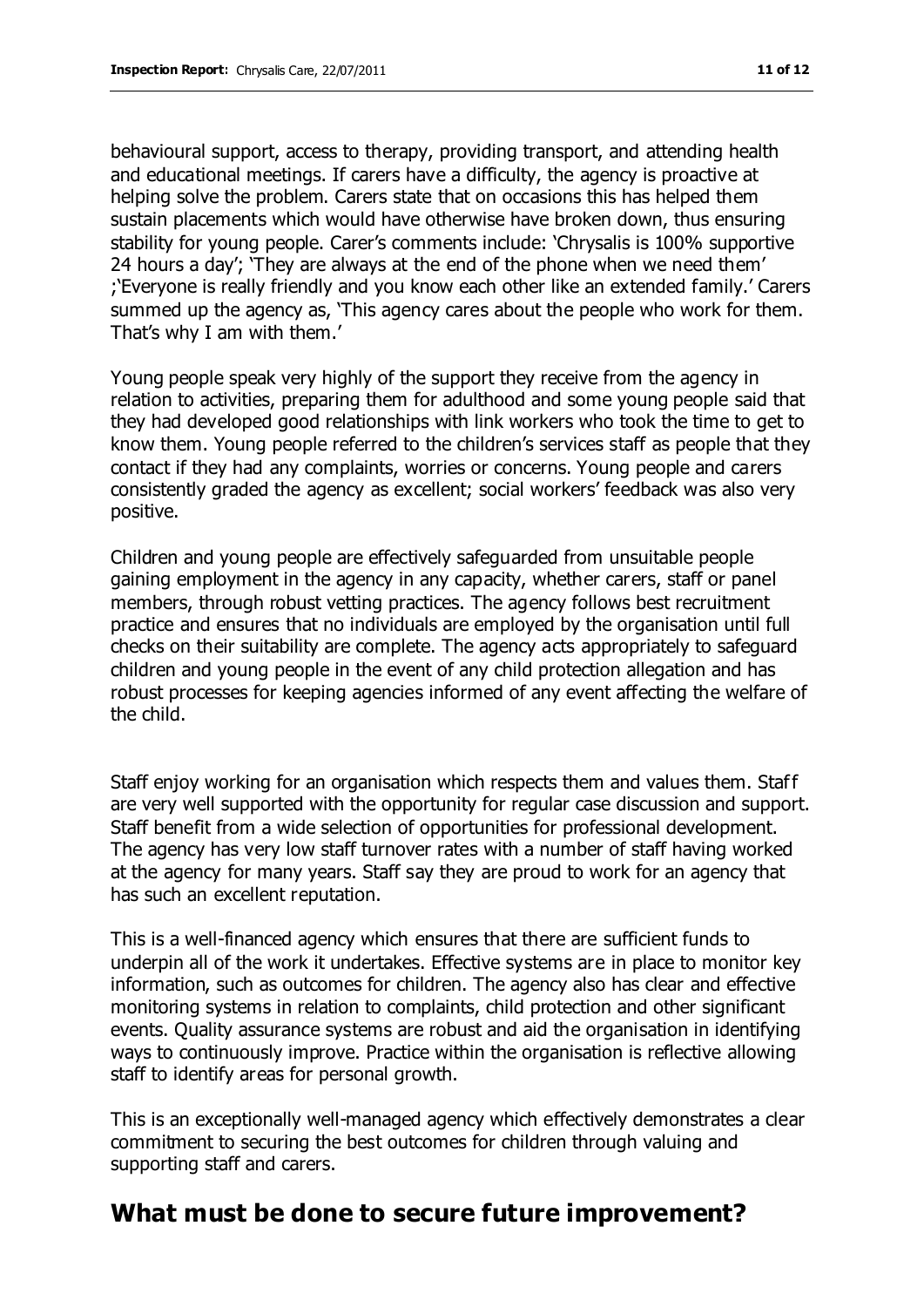behavioural support, access to therapy, providing transport, and attending health and educational meetings. If carers have a difficulty, the agency is proactive at helping solve the problem. Carers state that on occasions this has helped them sustain placements which would have otherwise have broken down, thus ensuring stability for young people. Carer's comments include: 'Chrysalis is 100% supportive 24 hours a day'; 'They are always at the end of the phone when we need them' ;'Everyone is really friendly and you know each other like an extended family.' Carers summed up the agency as, 'This agency cares about the people who work for them. That's why I am with them.'

Young people speak very highly of the support they receive from the agency in relation to activities, preparing them for adulthood and some young people said that they had developed good relationships with link workers who took the time to get to know them. Young people referred to the children's services staff as people that they contact if they had any complaints, worries or concerns. Young people and carers consistently graded the agency as excellent; social workers' feedback was also very positive.

Children and young people are effectively safeguarded from unsuitable people gaining employment in the agency in any capacity, whether carers, staff or panel members, through robust vetting practices. The agency follows best recruitment practice and ensures that no individuals are employed by the organisation until full checks on their suitability are complete. The agency acts appropriately to safeguard children and young people in the event of any child protection allegation and has robust processes for keeping agencies informed of any event affecting the welfare of the child.

Staff enjoy working for an organisation which respects them and values them. Staff are very well supported with the opportunity for regular case discussion and support. Staff benefit from a wide selection of opportunities for professional development. The agency has very low staff turnover rates with a number of staff having worked at the agency for many years. Staff say they are proud to work for an agency that has such an excellent reputation.

This is a well-financed agency which ensures that there are sufficient funds to underpin all of the work it undertakes. Effective systems are in place to monitor key information, such as outcomes for children. The agency also has clear and effective monitoring systems in relation to complaints, child protection and other significant events. Quality assurance systems are robust and aid the organisation in identifying ways to continuously improve. Practice within the organisation is reflective allowing staff to identify areas for personal growth.

This is an exceptionally well-managed agency which effectively demonstrates a clear commitment to securing the best outcomes for children through valuing and supporting staff and carers.

## What must be done to secure future improvement?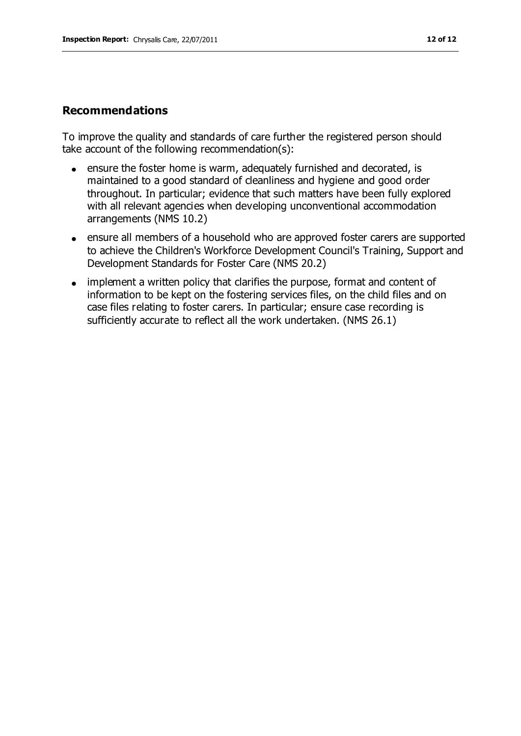## Recommendations

To improve the quality and standards of care further the registered person should take account of the following recommendation(s):

- ensure the foster home is warm, adequately furnished and decorated, is maintained to a good standard of cleanliness and hygiene and good order throughout. In particular; evidence that such matters have been fully explored with all relevant agencies when developing unconventional accommodation arrangements (NMS 10.2)
- ensure all members of a household who are approved foster carers are supported to achieve the Children's Workforce Development Council's Training, Support and Development Standards for Foster Care (NMS 20.2)
- implement a written policy that clarifies the purpose, format and content of information to be kept on the fostering services files, on the child files and on case files relating to foster carers. In particular; ensure case recording is sufficiently accurate to reflect all the work undertaken. (NMS 26.1)